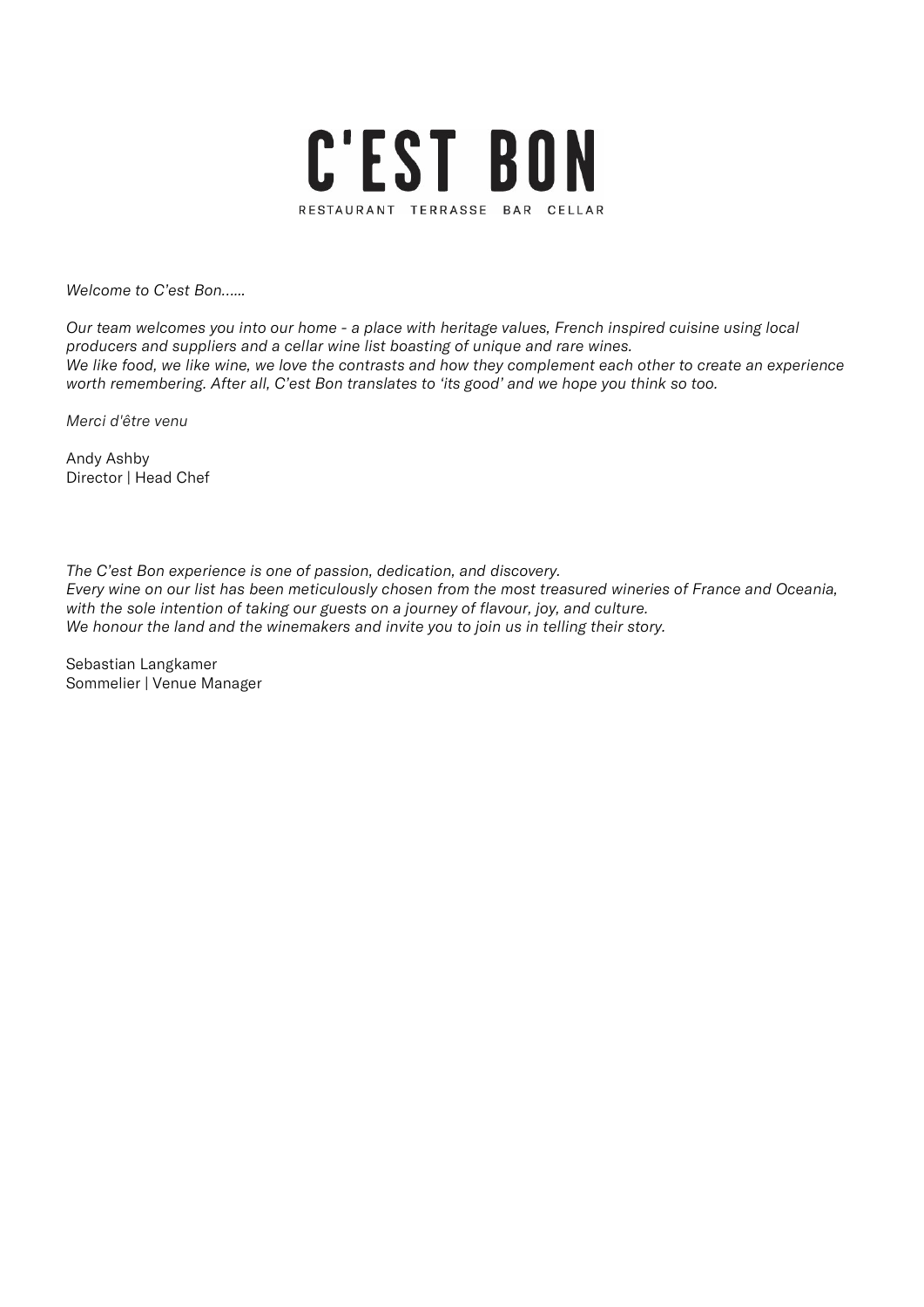# C'EST BON

RESTAURANT TERRASSE BAR CELLAR

*Welcome to C'est Bon……*

*Our team welcomes you into our home - a place with heritage values, French inspired cuisine using local producers and suppliers and a cellar wine list boasting of unique and rare wines.*
*We like food, we like wine, we love the contrasts and how they complement each other to create an experience worth remembering. After all, C'est Bon translates to 'its good' and we hope you think so too.*

*Merci d'être venu*

Andy Ashby
Director | Head Chef

*The C'est Bon experience is one of passion, dedication, and discovery.*
*Every wine on our list has been meticulously chosen from the most treasured wineries of France and Oceania, with the sole intention of taking our guests on a journey of flavour, joy, and culture.*
*We honour the land and the winemakers and invite you to join us in telling their story.*

Sebastian Langkamer
Sommelier | Venue Manager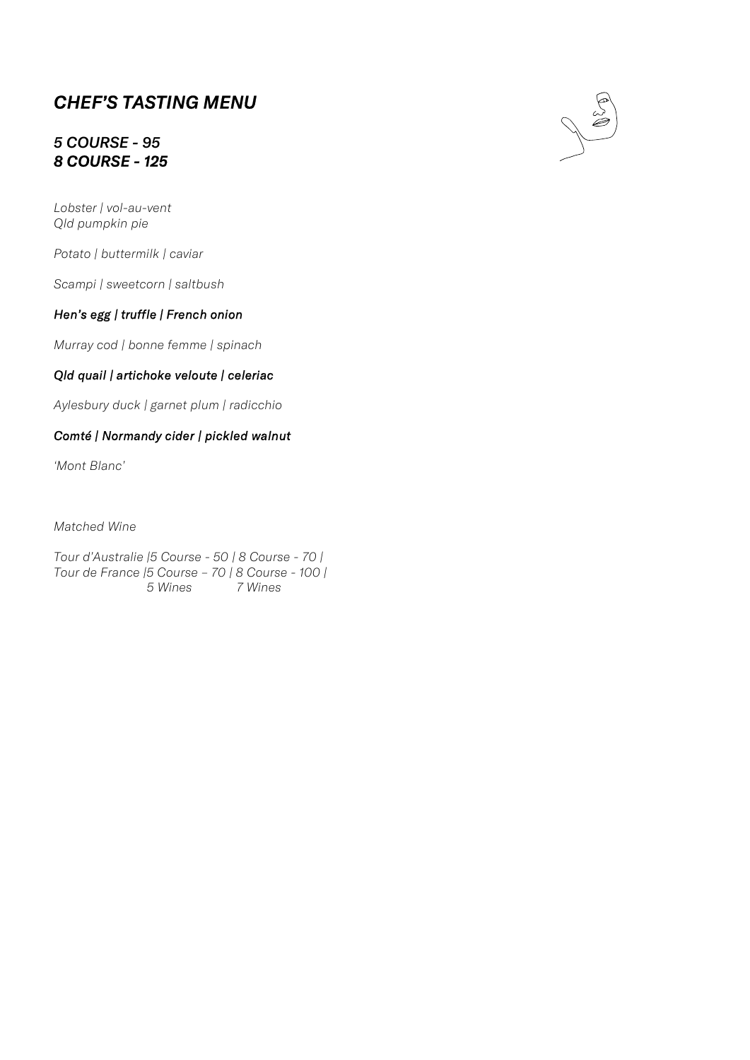## *CHEF'S TASTING MENU*

***5 COURSE - 95***
***8 COURSE - 125***

*Lobster | vol-au-vent*
*Qld pumpkin pie*

*Potato | buttermilk | caviar*

*Scampi | sweetcorn | saltbush*

***Hen's egg | truffle | French onion***

*Murray cod | bonne femme | spinach*

***Qld quail | artichoke veloute | celeriac***

*Aylesbury duck | garnet plum | radicchio*

***Comté | Normandy cider | pickled walnut***

*'Mont Blanc'*

*Matched Wine*

*Tour d'Australie |5 Course - 50 | 8 Course - 70 |*
*Tour de France |5 Course – 70 | 8 Course - 100 |*
*5 Wines 7 Wines*